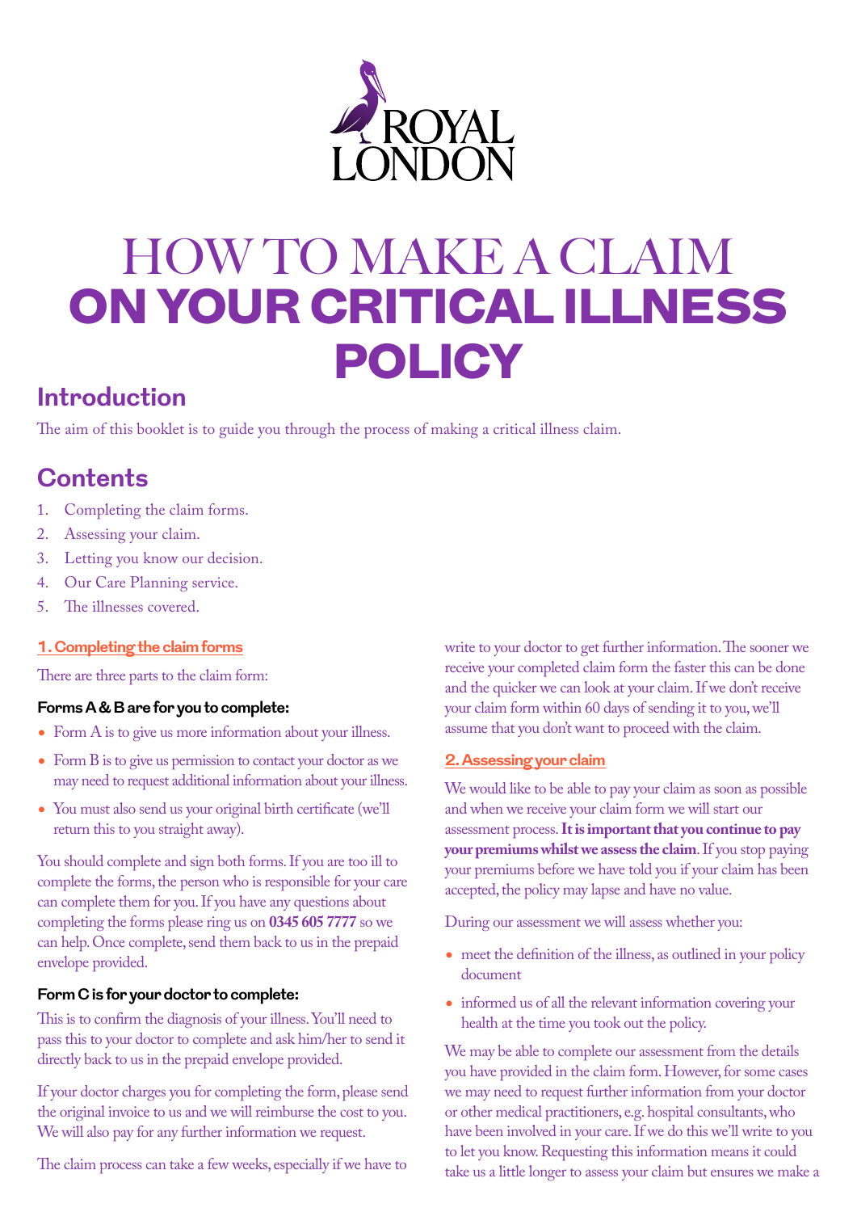ROYAL LONDON

# HOW TO MAKE A CLAIM ON YOUR CRITICAL ILLNESS POLICY

## Introduction

The aim of this booklet is to guide you through the process of making a critical illness claim.

## Contents

1. Completing the claim forms.
2. Assessing your claim.
3. Letting you know our decision.
4. Our Care Planning service.
5. The illnesses covered.

### 1. Completing the claim forms

There are three parts to the claim form:

#### Forms A & B are for you to complete:

- Form A is to give us more information about your illness.
- Form B is to give us permission to contact your doctor as we may need to request additional information about your illness.
- You must also send us your original birth certificate (we'll return this to you straight away).

You should complete and sign both forms. If you are too ill to complete the forms, the person who is responsible for your care can complete them for you. If you have any questions about completing the forms please ring us on **0345 605 7777** so we can help. Once complete, send them back to us in the prepaid envelope provided.

#### Form C is for your doctor to complete:

This is to confirm the diagnosis of your illness. You'll need to pass this to your doctor to complete and ask him/her to send it directly back to us in the prepaid envelope provided.

If your doctor charges you for completing the form, please send the original invoice to us and we will reimburse the cost to you. We will also pay for any further information we request.

The claim process can take a few weeks, especially if we have to write to your doctor to get further information. The sooner we receive your completed claim form the faster this can be done and the quicker we can look at your claim. If we don't receive your claim form within 60 days of sending it to you, we'll assume that you don't want to proceed with the claim.

### 2. Assessing your claim

We would like to be able to pay your claim as soon as possible and when we receive your claim form we will start our assessment process. **It is important that you continue to pay your premiums whilst we assess the claim**. If you stop paying your premiums before we have told you if your claim has been accepted, the policy may lapse and have no value.

During our assessment we will assess whether you:

- meet the definition of the illness, as outlined in your policy document
- informed us of all the relevant information covering your health at the time you took out the policy.

We may be able to complete our assessment from the details you have provided in the claim form. However, for some cases we may need to request further information from your doctor or other medical practitioners, e.g. hospital consultants, who have been involved in your care. If we do this we'll write to you to let you know. Requesting this information means it could take us a little longer to assess your claim but ensures we make a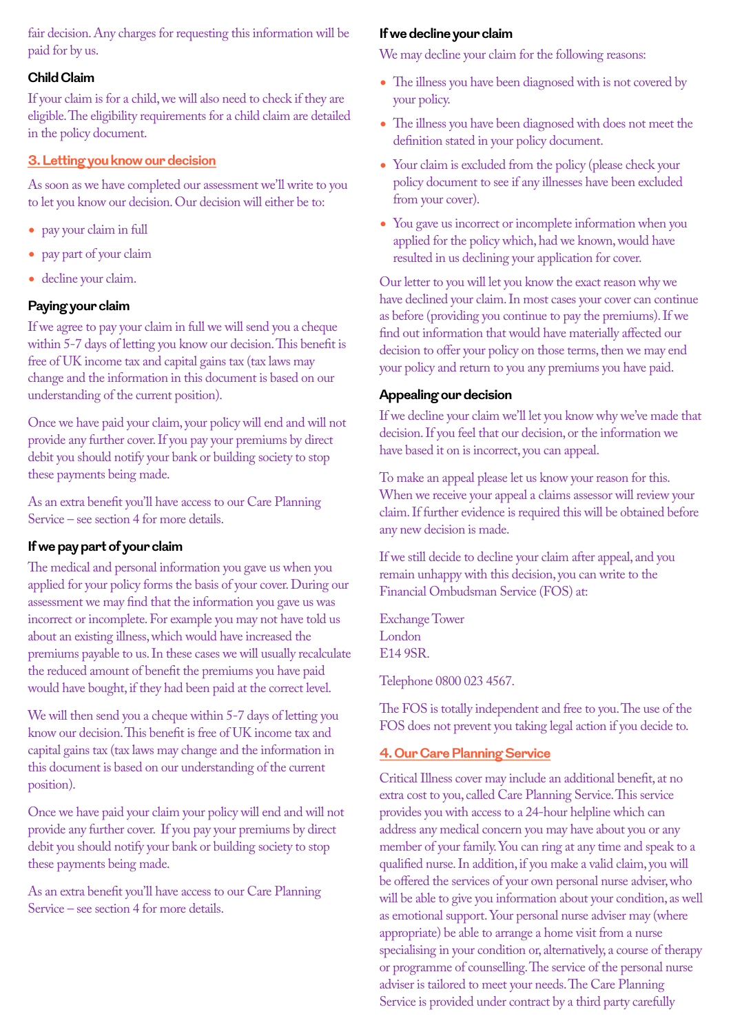fair decision. Any charges for requesting this information will be paid for by us.

### Child Claim

If your claim is for a child, we will also need to check if they are eligible. The eligibility requirements for a child claim are detailed in the policy document.

## 3. Letting you know our decision

As soon as we have completed our assessment we'll write to you to let you know our decision. Our decision will either be to:

- pay your claim in full
- pay part of your claim
- decline your claim.

### Paying your claim

If we agree to pay your claim in full we will send you a cheque within 5-7 days of letting you know our decision. This benefit is free of UK income tax and capital gains tax (tax laws may change and the information in this document is based on our understanding of the current position).

Once we have paid your claim, your policy will end and will not provide any further cover. If you pay your premiums by direct debit you should notify your bank or building society to stop these payments being made.

As an extra benefit you'll have access to our Care Planning Service – see section 4 for more details.

### If we pay part of your claim

The medical and personal information you gave us when you applied for your policy forms the basis of your cover. During our assessment we may find that the information you gave us was incorrect or incomplete. For example you may not have told us about an existing illness, which would have increased the premiums payable to us. In these cases we will usually recalculate the reduced amount of benefit the premiums you have paid would have bought, if they had been paid at the correct level.

We will then send you a cheque within 5-7 days of letting you know our decision. This benefit is free of UK income tax and capital gains tax (tax laws may change and the information in this document is based on our understanding of the current position).

Once we have paid your claim your policy will end and will not provide any further cover. If you pay your premiums by direct debit you should notify your bank or building society to stop these payments being made.

As an extra benefit you'll have access to our Care Planning Service – see section 4 for more details.

### If we decline your claim

We may decline your claim for the following reasons:

- The illness you have been diagnosed with is not covered by your policy.
- The illness you have been diagnosed with does not meet the definition stated in your policy document.
- Your claim is excluded from the policy (please check your policy document to see if any illnesses have been excluded from your cover).
- You gave us incorrect or incomplete information when you applied for the policy which, had we known, would have resulted in us declining your application for cover.

Our letter to you will let you know the exact reason why we have declined your claim. In most cases your cover can continue as before (providing you continue to pay the premiums). If we find out information that would have materially affected our decision to offer your policy on those terms, then we may end your policy and return to you any premiums you have paid.

### Appealing our decision

If we decline your claim we'll let you know why we've made that decision. If you feel that our decision, or the information we have based it on is incorrect, you can appeal.

To make an appeal please let us know your reason for this. When we receive your appeal a claims assessor will review your claim. If further evidence is required this will be obtained before any new decision is made.

If we still decide to decline your claim after appeal, and you remain unhappy with this decision, you can write to the Financial Ombudsman Service (FOS) at:

Exchange Tower
London
E14 9SR.

Telephone 0800 023 4567.

The FOS is totally independent and free to you. The use of the FOS does not prevent you taking legal action if you decide to.

## 4. Our Care Planning Service

Critical Illness cover may include an additional benefit, at no extra cost to you, called Care Planning Service. This service provides you with access to a 24-hour helpline which can address any medical concern you may have about you or any member of your family. You can ring at any time and speak to a qualified nurse. In addition, if you make a valid claim, you will be offered the services of your own personal nurse adviser, who will be able to give you information about your condition, as well as emotional support. Your personal nurse adviser may (where appropriate) be able to arrange a home visit from a nurse specialising in your condition or, alternatively, a course of therapy or programme of counselling. The service of the personal nurse adviser is tailored to meet your needs. The Care Planning Service is provided under contract by a third party carefully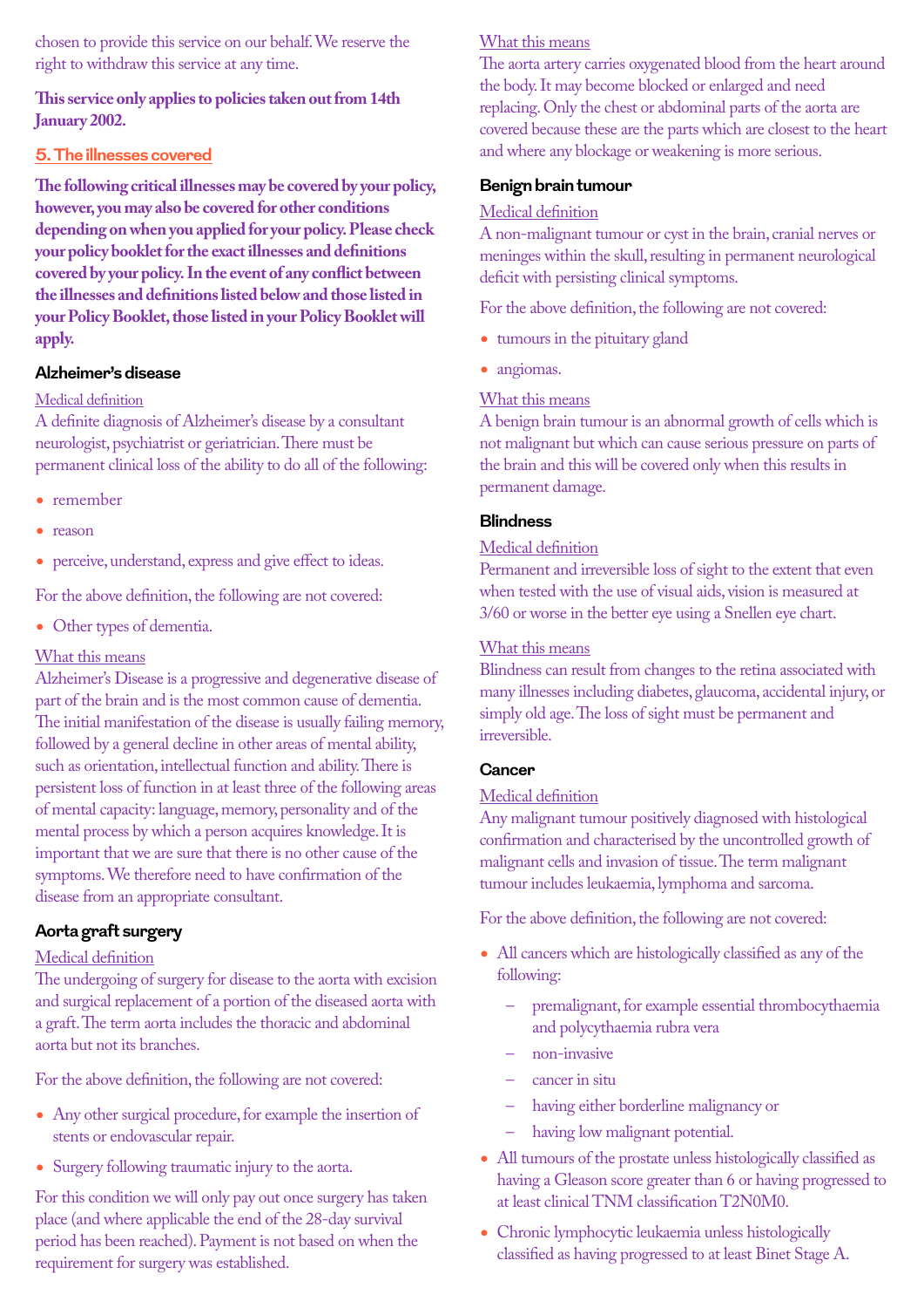chosen to provide this service on our behalf. We reserve the right to withdraw this service at any time.

**This service only applies to policies taken out from 14th January 2002.**

## 5. The illnesses covered

**The following critical illnesses may be covered by your policy, however, you may also be covered for other conditions depending on when you applied for your policy. Please check your policy booklet for the exact illnesses and definitions covered by your policy. In the event of any conflict between the illnesses and definitions listed below and those listed in your Policy Booklet, those listed in your Policy Booklet will apply.**

### Alzheimer's disease

Medical definition

A definite diagnosis of Alzheimer's disease by a consultant neurologist, psychiatrist or geriatrician. There must be permanent clinical loss of the ability to do all of the following:

- remember
- reason
- perceive, understand, express and give effect to ideas.

For the above definition, the following are not covered:

- Other types of dementia.

What this means

Alzheimer's Disease is a progressive and degenerative disease of part of the brain and is the most common cause of dementia. The initial manifestation of the disease is usually failing memory, followed by a general decline in other areas of mental ability, such as orientation, intellectual function and ability. There is persistent loss of function in at least three of the following areas of mental capacity: language, memory, personality and of the mental process by which a person acquires knowledge. It is important that we are sure that there is no other cause of the symptoms. We therefore need to have confirmation of the disease from an appropriate consultant.

### Aorta graft surgery

Medical definition

The undergoing of surgery for disease to the aorta with excision and surgical replacement of a portion of the diseased aorta with a graft. The term aorta includes the thoracic and abdominal aorta but not its branches.

For the above definition, the following are not covered:

- Any other surgical procedure, for example the insertion of stents or endovascular repair.
- Surgery following traumatic injury to the aorta.

For this condition we will only pay out once surgery has taken place (and where applicable the end of the 28-day survival period has been reached). Payment is not based on when the requirement for surgery was established.

What this means

The aorta artery carries oxygenated blood from the heart around the body. It may become blocked or enlarged and need replacing. Only the chest or abdominal parts of the aorta are covered because these are the parts which are closest to the heart and where any blockage or weakening is more serious.

### Benign brain tumour

Medical definition

A non-malignant tumour or cyst in the brain, cranial nerves or meninges within the skull, resulting in permanent neurological deficit with persisting clinical symptoms.

For the above definition, the following are not covered:

- tumours in the pituitary gland
- angiomas.

What this means

A benign brain tumour is an abnormal growth of cells which is not malignant but which can cause serious pressure on parts of the brain and this will be covered only when this results in permanent damage.

### Blindness

Medical definition

Permanent and irreversible loss of sight to the extent that even when tested with the use of visual aids, vision is measured at 3/60 or worse in the better eye using a Snellen eye chart.

What this means

Blindness can result from changes to the retina associated with many illnesses including diabetes, glaucoma, accidental injury, or simply old age. The loss of sight must be permanent and irreversible.

### Cancer

Medical definition

Any malignant tumour positively diagnosed with histological confirmation and characterised by the uncontrolled growth of malignant cells and invasion of tissue. The term malignant tumour includes leukaemia, lymphoma and sarcoma.

For the above definition, the following are not covered:

- All cancers which are histologically classified as any of the following:
  - premalignant, for example essential thrombocythaemia and polycythaemia rubra vera
  - non-invasive
  - cancer in situ
  - having either borderline malignancy or
  - having low malignant potential.
- All tumours of the prostate unless histologically classified as having a Gleason score greater than 6 or having progressed to at least clinical TNM classification T2N0M0.
- Chronic lymphocytic leukaemia unless histologically classified as having progressed to at least Binet Stage A.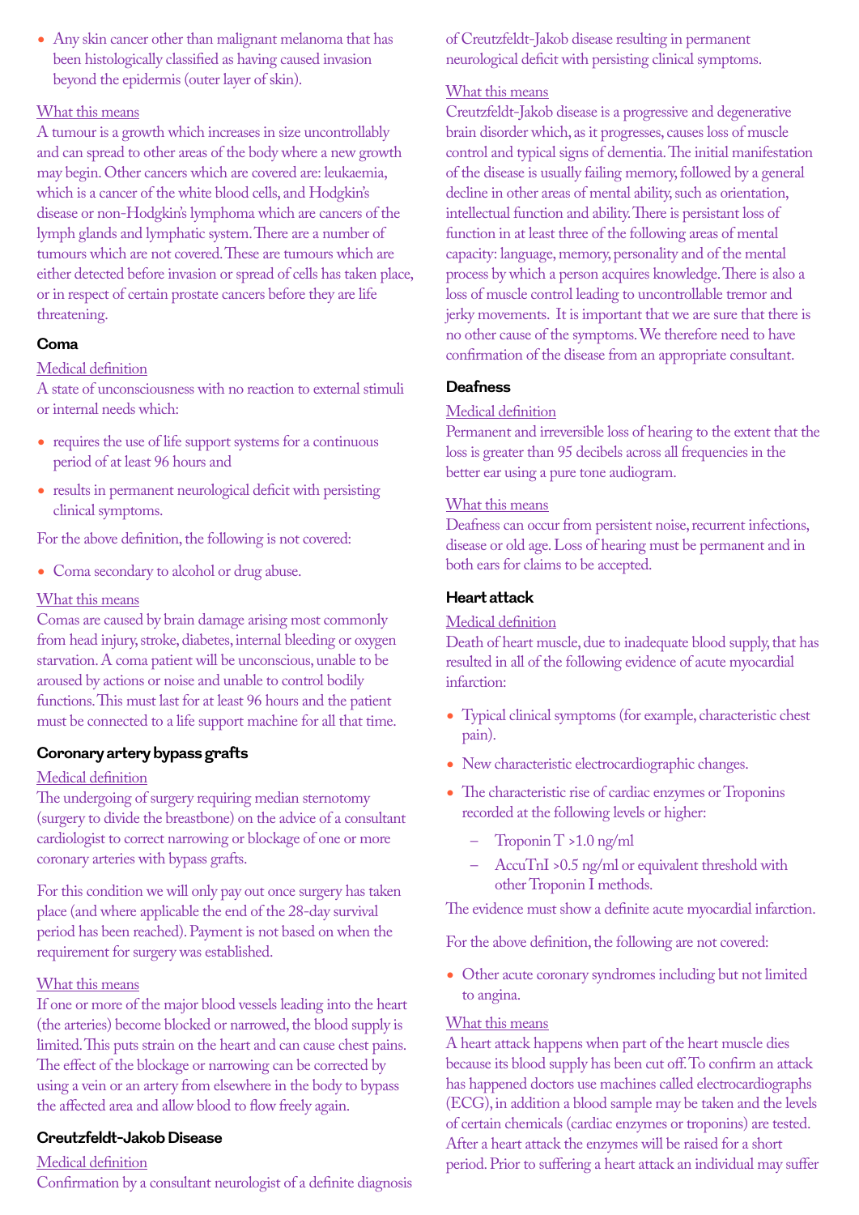- Any skin cancer other than malignant melanoma that has been histologically classified as having caused invasion beyond the epidermis (outer layer of skin).

What this means
A tumour is a growth which increases in size uncontrollably and can spread to other areas of the body where a new growth may begin. Other cancers which are covered are: leukaemia, which is a cancer of the white blood cells, and Hodgkin's disease or non-Hodgkin's lymphoma which are cancers of the lymph glands and lymphatic system. There are a number of tumours which are not covered. These are tumours which are either detected before invasion or spread of cells has taken place, or in respect of certain prostate cancers before they are life threatening.

### Coma

Medical definition
A state of unconsciousness with no reaction to external stimuli or internal needs which:

- requires the use of life support systems for a continuous period of at least 96 hours and
- results in permanent neurological deficit with persisting clinical symptoms.

For the above definition, the following is not covered:

- Coma secondary to alcohol or drug abuse.

What this means
Comas are caused by brain damage arising most commonly from head injury, stroke, diabetes, internal bleeding or oxygen starvation. A coma patient will be unconscious, unable to be aroused by actions or noise and unable to control bodily functions. This must last for at least 96 hours and the patient must be connected to a life support machine for all that time.

### Coronary artery bypass grafts

Medical definition
The undergoing of surgery requiring median sternotomy (surgery to divide the breastbone) on the advice of a consultant cardiologist to correct narrowing or blockage of one or more coronary arteries with bypass grafts.

For this condition we will only pay out once surgery has taken place (and where applicable the end of the 28-day survival period has been reached). Payment is not based on when the requirement for surgery was established.

What this means
If one or more of the major blood vessels leading into the heart (the arteries) become blocked or narrowed, the blood supply is limited. This puts strain on the heart and can cause chest pains. The effect of the blockage or narrowing can be corrected by using a vein or an artery from elsewhere in the body to bypass the affected area and allow blood to flow freely again.

### Creutzfeldt-Jakob Disease

Medical definition
Confirmation by a consultant neurologist of a definite diagnosis of Creutzfeldt-Jakob disease resulting in permanent neurological deficit with persisting clinical symptoms.

What this means
Creutzfeldt-Jakob disease is a progressive and degenerative brain disorder which, as it progresses, causes loss of muscle control and typical signs of dementia. The initial manifestation of the disease is usually failing memory, followed by a general decline in other areas of mental ability, such as orientation, intellectual function and ability. There is persistant loss of function in at least three of the following areas of mental capacity: language, memory, personality and of the mental process by which a person acquires knowledge. There is also a loss of muscle control leading to uncontrollable tremor and jerky movements. It is important that we are sure that there is no other cause of the symptoms. We therefore need to have confirmation of the disease from an appropriate consultant.

### Deafness

Medical definition
Permanent and irreversible loss of hearing to the extent that the loss is greater than 95 decibels across all frequencies in the better ear using a pure tone audiogram.

What this means
Deafness can occur from persistent noise, recurrent infections, disease or old age. Loss of hearing must be permanent and in both ears for claims to be accepted.

### Heart attack

Medical definition
Death of heart muscle, due to inadequate blood supply, that has resulted in all of the following evidence of acute myocardial infarction:

- Typical clinical symptoms (for example, characteristic chest pain).
- New characteristic electrocardiographic changes.
- The characteristic rise of cardiac enzymes or Troponins recorded at the following levels or higher:
  - Troponin T >1.0 ng/ml
  - AccuTnI >0.5 ng/ml or equivalent threshold with other Troponin I methods.

The evidence must show a definite acute myocardial infarction.

For the above definition, the following are not covered:

- Other acute coronary syndromes including but not limited to angina.

What this means
A heart attack happens when part of the heart muscle dies because its blood supply has been cut off. To confirm an attack has happened doctors use machines called electrocardiographs (ECG), in addition a blood sample may be taken and the levels of certain chemicals (cardiac enzymes or troponins) are tested. After a heart attack the enzymes will be raised for a short period. Prior to suffering a heart attack an individual may suffer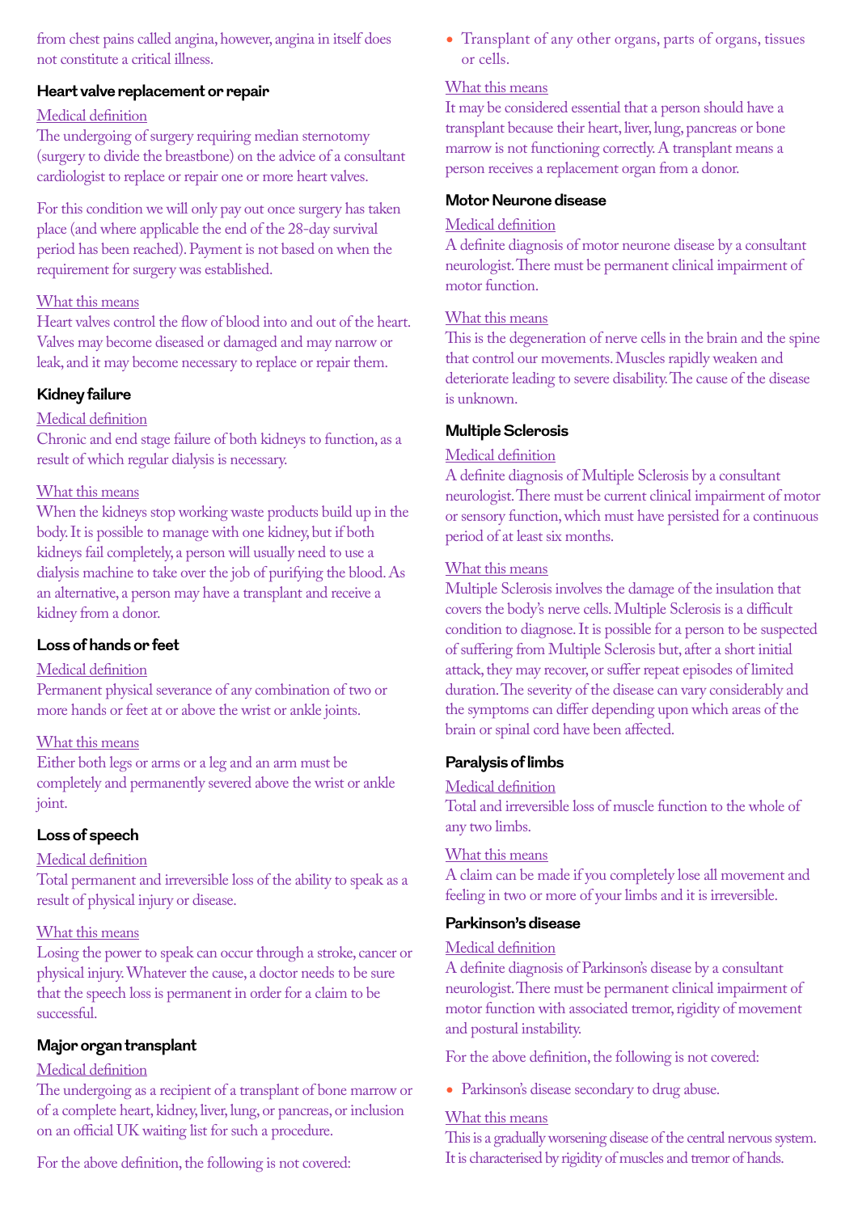from chest pains called angina, however, angina in itself does not constitute a critical illness.

### Heart valve replacement or repair

Medical definition

The undergoing of surgery requiring median sternotomy (surgery to divide the breastbone) on the advice of a consultant cardiologist to replace or repair one or more heart valves.

For this condition we will only pay out once surgery has taken place (and where applicable the end of the 28-day survival period has been reached). Payment is not based on when the requirement for surgery was established.

What this means

Heart valves control the flow of blood into and out of the heart. Valves may become diseased or damaged and may narrow or leak, and it may become necessary to replace or repair them.

### Kidney failure

Medical definition

Chronic and end stage failure of both kidneys to function, as a result of which regular dialysis is necessary.

What this means

When the kidneys stop working waste products build up in the body. It is possible to manage with one kidney, but if both kidneys fail completely, a person will usually need to use a dialysis machine to take over the job of purifying the blood. As an alternative, a person may have a transplant and receive a kidney from a donor.

### Loss of hands or feet

Medical definition

Permanent physical severance of any combination of two or more hands or feet at or above the wrist or ankle joints.

What this means

Either both legs or arms or a leg and an arm must be completely and permanently severed above the wrist or ankle joint.

### Loss of speech

Medical definition

Total permanent and irreversible loss of the ability to speak as a result of physical injury or disease.

What this means

Losing the power to speak can occur through a stroke, cancer or physical injury. Whatever the cause, a doctor needs to be sure that the speech loss is permanent in order for a claim to be successful.

### Major organ transplant

Medical definition

The undergoing as a recipient of a transplant of bone marrow or of a complete heart, kidney, liver, lung, or pancreas, or inclusion on an official UK waiting list for such a procedure.

For the above definition, the following is not covered:

- Transplant of any other organs, parts of organs, tissues or cells.

What this means

It may be considered essential that a person should have a transplant because their heart, liver, lung, pancreas or bone marrow is not functioning correctly. A transplant means a person receives a replacement organ from a donor.

### Motor Neurone disease

Medical definition

A definite diagnosis of motor neurone disease by a consultant neurologist. There must be permanent clinical impairment of motor function.

What this means

This is the degeneration of nerve cells in the brain and the spine that control our movements. Muscles rapidly weaken and deteriorate leading to severe disability. The cause of the disease is unknown.

### Multiple Sclerosis

Medical definition

A definite diagnosis of Multiple Sclerosis by a consultant neurologist. There must be current clinical impairment of motor or sensory function, which must have persisted for a continuous period of at least six months.

What this means

Multiple Sclerosis involves the damage of the insulation that covers the body's nerve cells. Multiple Sclerosis is a difficult condition to diagnose. It is possible for a person to be suspected of suffering from Multiple Sclerosis but, after a short initial attack, they may recover, or suffer repeat episodes of limited duration. The severity of the disease can vary considerably and the symptoms can differ depending upon which areas of the brain or spinal cord have been affected.

### Paralysis of limbs

Medical definition

Total and irreversible loss of muscle function to the whole of any two limbs.

What this means

A claim can be made if you completely lose all movement and feeling in two or more of your limbs and it is irreversible.

### Parkinson's disease

Medical definition

A definite diagnosis of Parkinson's disease by a consultant neurologist. There must be permanent clinical impairment of motor function with associated tremor, rigidity of movement and postural instability.

For the above definition, the following is not covered:

- Parkinson's disease secondary to drug abuse.

What this means

This is a gradually worsening disease of the central nervous system. It is characterised by rigidity of muscles and tremor of hands.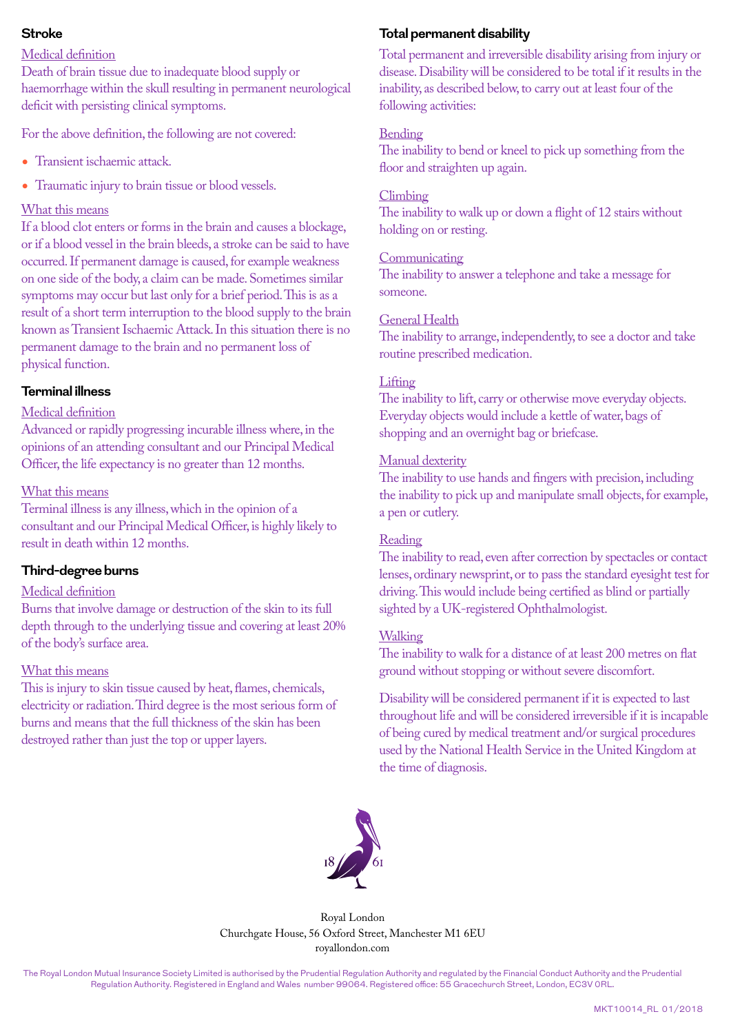## Stroke

Medical definition

Death of brain tissue due to inadequate blood supply or haemorrhage within the skull resulting in permanent neurological deficit with persisting clinical symptoms.

For the above definition, the following are not covered:

- Transient ischaemic attack.
- Traumatic injury to brain tissue or blood vessels.

What this means

If a blood clot enters or forms in the brain and causes a blockage, or if a blood vessel in the brain bleeds, a stroke can be said to have occurred. If permanent damage is caused, for example weakness on one side of the body, a claim can be made. Sometimes similar symptoms may occur but last only for a brief period. This is as a result of a short term interruption to the blood supply to the brain known as Transient Ischaemic Attack. In this situation there is no permanent damage to the brain and no permanent loss of physical function.

## Terminal illness

Medical definition

Advanced or rapidly progressing incurable illness where, in the opinions of an attending consultant and our Principal Medical Officer, the life expectancy is no greater than 12 months.

What this means

Terminal illness is any illness, which in the opinion of a consultant and our Principal Medical Officer, is highly likely to result in death within 12 months.

## Third-degree burns

Medical definition

Burns that involve damage or destruction of the skin to its full depth through to the underlying tissue and covering at least 20% of the body's surface area.

What this means

This is injury to skin tissue caused by heat, flames, chemicals, electricity or radiation. Third degree is the most serious form of burns and means that the full thickness of the skin has been destroyed rather than just the top or upper layers.

## Total permanent disability

Total permanent and irreversible disability arising from injury or disease. Disability will be considered to be total if it results in the inability, as described below, to carry out at least four of the following activities:

Bending

The inability to bend or kneel to pick up something from the floor and straighten up again.

Climbing

The inability to walk up or down a flight of 12 stairs without holding on or resting.

Communicating

The inability to answer a telephone and take a message for someone.

General Health

The inability to arrange, independently, to see a doctor and take routine prescribed medication.

Lifting

The inability to lift, carry or otherwise move everyday objects. Everyday objects would include a kettle of water, bags of shopping and an overnight bag or briefcase.

Manual dexterity

The inability to use hands and fingers with precision, including the inability to pick up and manipulate small objects, for example, a pen or cutlery.

Reading

The inability to read, even after correction by spectacles or contact lenses, ordinary newsprint, or to pass the standard eyesight test for driving. This would include being certified as blind or partially sighted by a UK-registered Ophthalmologist.

Walking

The inability to walk for a distance of at least 200 metres on flat ground without stopping or without severe discomfort.

Disability will be considered permanent if it is expected to last throughout life and will be considered irreversible if it is incapable of being cured by medical treatment and/or surgical procedures used by the National Health Service in the United Kingdom at the time of diagnosis.

18 61

Royal London
Churchgate House, 56 Oxford Street, Manchester M1 6EU
royallondon.com

The Royal London Mutual Insurance Society Limited is authorised by the Prudential Regulation Authority and regulated by the Financial Conduct Authority and the Prudential Regulation Authority. Registered in England and Wales number 99064. Registered office: 55 Gracechurch Street, London, EC3V 0RL.

MKT10014_RL 01/2018